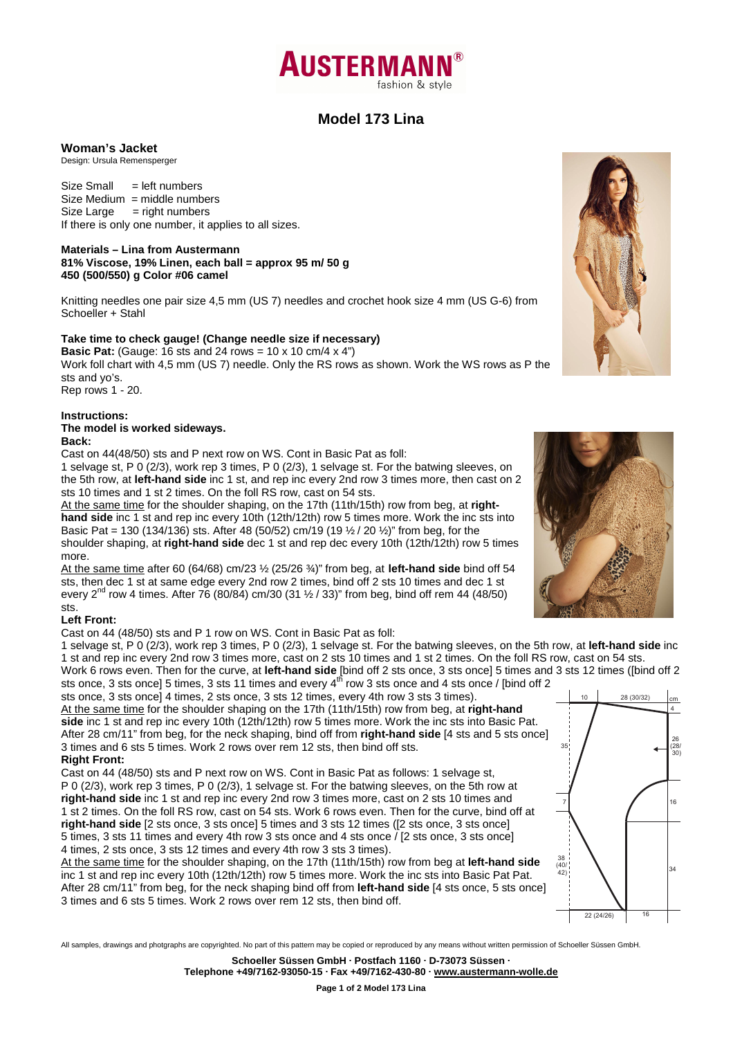# Model 173 Lina

## Woman's Jacket

Design: Ursula Remensperger

Size Small = left numbers
Size Medium = middle numbers
Size Large = right numbers
If there is only one number, it applies to all sizes.

**Materials – Lina from Austermann**
**81% Viscose, 19% Linen, each ball = approx 95 m/ 50 g**
**450 (500/550) g Color #06 camel**

Knitting needles one pair size 4,5 mm (US 7) needles and crochet hook size 4 mm (US G-6) from Schoeller + Stahl

**Take time to check gauge! (Change needle size if necessary)**
**Basic Pat:** (Gauge: 16 sts and 24 rows = 10 x 10 cm/4 x 4")
Work foll chart with 4,5 mm (US 7) needle. Only the RS rows as shown. Work the WS rows as P the sts and yo's.
Rep rows 1 - 20.

**Instructions:**
**The model is worked sideways.**
**Back:**
Cast on 44(48/50) sts and P next row on WS. Cont in Basic Pat as foll:
1 selvage st, P 0 (2/3), work rep 3 times, P 0 (2/3), 1 selvage st. For the batwing sleeves, on the 5th row, at **left-hand side** inc 1 st, and rep inc every 2nd row 3 times more, then cast on 2 sts 10 times and 1 st 2 times. On the foll RS row, cast on 54 sts.
At the same time for the shoulder shaping, on the 17th (11th/15th) row from beg, at **right-hand side** inc 1 st and rep inc every 10th (12th/12th) row 5 times more. Work the inc sts into Basic Pat = 130 (134/136) sts. After 48 (50/52) cm/19 (19 ½ / 20 ½)" from beg, for the shoulder shaping, at **right-hand side** dec 1 st and rep dec every 10th (12th/12th) row 5 times more.
At the same time after 60 (64/68) cm/23 ½ (25/26 ¾)" from beg, at **left-hand side** bind off 54 sts, then dec 1 st at same edge every 2nd row 2 times, bind off 2 sts 10 times and dec 1 st every 2nd row 4 times. After 76 (80/84) cm/30 (31 ½ / 33)" from beg, bind off rem 44 (48/50) sts.

**Left Front:**
Cast on 44 (48/50) sts and P 1 row on WS. Cont in Basic Pat as foll:
1 selvage st, P 0 (2/3), work rep 3 times, P 0 (2/3), 1 selvage st. For the batwing sleeves, on the 5th row, at **left-hand side** inc 1 st and rep inc every 2nd row 3 times more, cast on 2 sts 10 times and 1 st 2 times. On the foll RS row, cast on 54 sts.
Work 6 rows even. Then for the curve, at **left-hand side** [bind off 2 sts once, 3 sts once] 5 times and 3 sts 12 times ([bind off 2 sts once, 3 sts once] 5 times, 3 sts 11 times and every 4th row 3 sts once and 4 sts once / [bind off 2 sts once, 3 sts once] 4 times, 2 sts once, 3 sts 12 times, every 4th row 3 sts 3 times).
At the same time for the shoulder shaping on the 17th (11th/15th) row from beg, at **right-hand side** inc 1 st and rep inc every 10th (12th/12th) row 5 times more. Work the inc sts into Basic Pat.
After 28 cm/11" from beg, for the neck shaping, bind off from **right-hand side** [4 sts and 5 sts once] 3 times and 6 sts 5 times. Work 2 rows over rem 12 sts, then bind off sts.

**Right Front:**
Cast on 44 (48/50) sts and P next row on WS. Cont in Basic Pat as follows: 1 selvage st, P 0 (2/3), work rep 3 times, P 0 (2/3), 1 selvage st. For the batwing sleeves, on the 5th row at **right-hand side** inc 1 st and rep inc every 2nd row 3 times more, cast on 2 sts 10 times and 1 st 2 times. On the foll RS row, cast on 54 sts. Work 6 rows even. Then for the curve, bind off at **right-hand side** [2 sts once, 3 sts once] 5 times and 3 sts 12 times ([2 sts once, 3 sts once] 5 times, 3 sts 11 times and every 4th row 3 sts once and 4 sts once / [2 sts once, 3 sts once] 4 times, 2 sts once, 3 sts 12 times and every 4th row 3 sts 3 times).
At the same time for the shoulder shaping, on the 17th (11th/15th) row from beg at **left-hand side** inc 1 st and rep inc every 10th (12th/12th) row 5 times more. Work the inc sts into Basic Pat Pat.
After 28 cm/11" from beg, for the neck shaping bind off from **left-hand side** [4 sts once, 5 sts once] 3 times and 6 sts 5 times. Work 2 rows over rem 12 sts, then bind off.

10 | 28 (30/32) | cm | 4 | 26 (28/30) | 35 | 16 | 7 | 38 (40/42) | 34 | 22 (24/26) | 16

All samples, drawings and photgraphs are copyrighted. No part of this pattern may be copied or reproduced by any means without written permission of Schoeller Süssen GmbH.

**Schoeller Süssen GmbH · Postfach 1160 · D-73073 Süssen ·**
**Telephone +49/7162-93050-15 · Fax +49/7162-430-80 · www.austermann-wolle.de**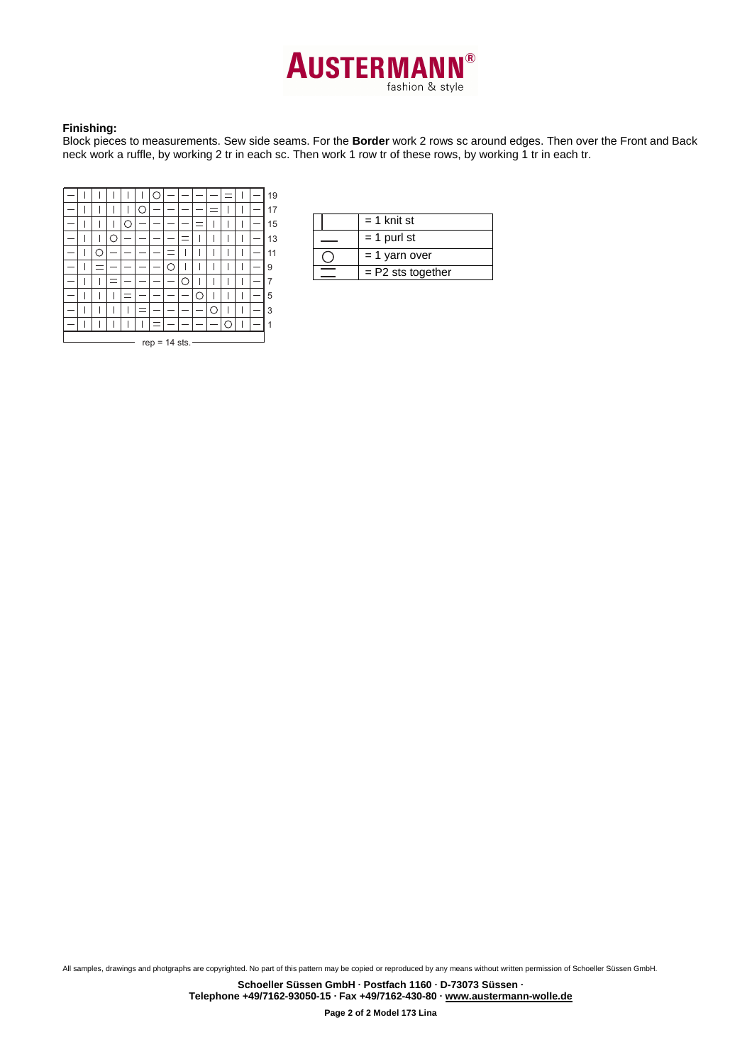**Finishing:**
Block pieces to measurements. Sew side seams. For the **Border** work 2 rows sc around edges. Then over the Front and Back neck work a ruffle, by working 2 tr in each sc. Then work 1 row tr of these rows, by working 1 tr in each tr.

| | | | | | | | | | | | | | | |
|---|---|---|---|---|---|---|---|---|---|---|---|---|---|---|
| — | \| | \| | \| | \| | \| | ○ | — | — | — | — | = | \| | — | 19 |
| — | \| | \| | \| | \| | ○ | — | — | — | — | = | \| | \| | — | 17 |
| — | \| | \| | \| | ○ | — | — | — | — | = | \| | \| | \| | — | 15 |
| — | \| | \| | ○ | — | — | — | — | = | \| | \| | \| | \| | — | 13 |
| — | \| | ○ | — | — | — | — | = | \| | \| | \| | \| | \| | — | 11 |
| — | \| | = | — | — | — | — | ○ | \| | \| | \| | \| | \| | — | 9 |
| — | \| | \| | = | — | — | — | — | ○ | \| | \| | \| | \| | — | 7 |
| — | \| | \| | \| | = | — | — | — | — | ○ | \| | \| | \| | — | 5 |
| — | \| | \| | \| | \| | = | — | — | — | — | ○ | \| | \| | — | 3 |
| — | \| | \| | \| | \| | \| | = | — | — | — | — | ○ | \| | — | 1 |

rep = 14 sts.

| | |
|---|---|
| \| | = 1 knit st |
| — | = 1 purl st |
| ○ | = 1 yarn over |
| = | = P2 sts together |

All samples, drawings and photgraphs are copyrighted. No part of this pattern may be copied or reproduced by any means without written permission of Schoeller Süssen GmbH.

**Schoeller Süssen GmbH · Postfach 1160 · D-73073 Süssen ·**
**Telephone +49/7162-93050-15 · Fax +49/7162-430-80 · www.austermann-wolle.de**

**Model 173 Lina**